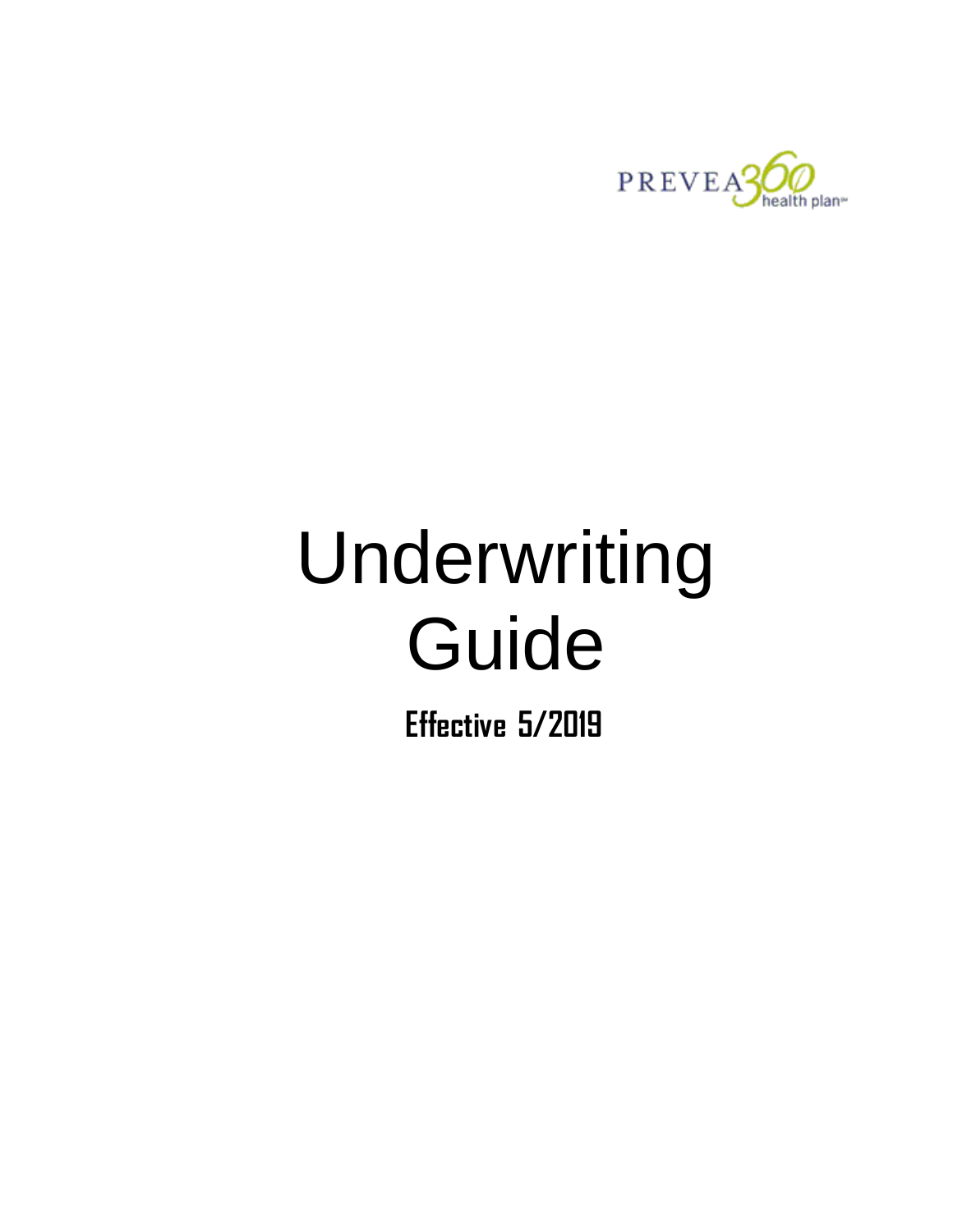PREVEA360 health plan℠

# Underwriting Guide

**Effective 5/2019**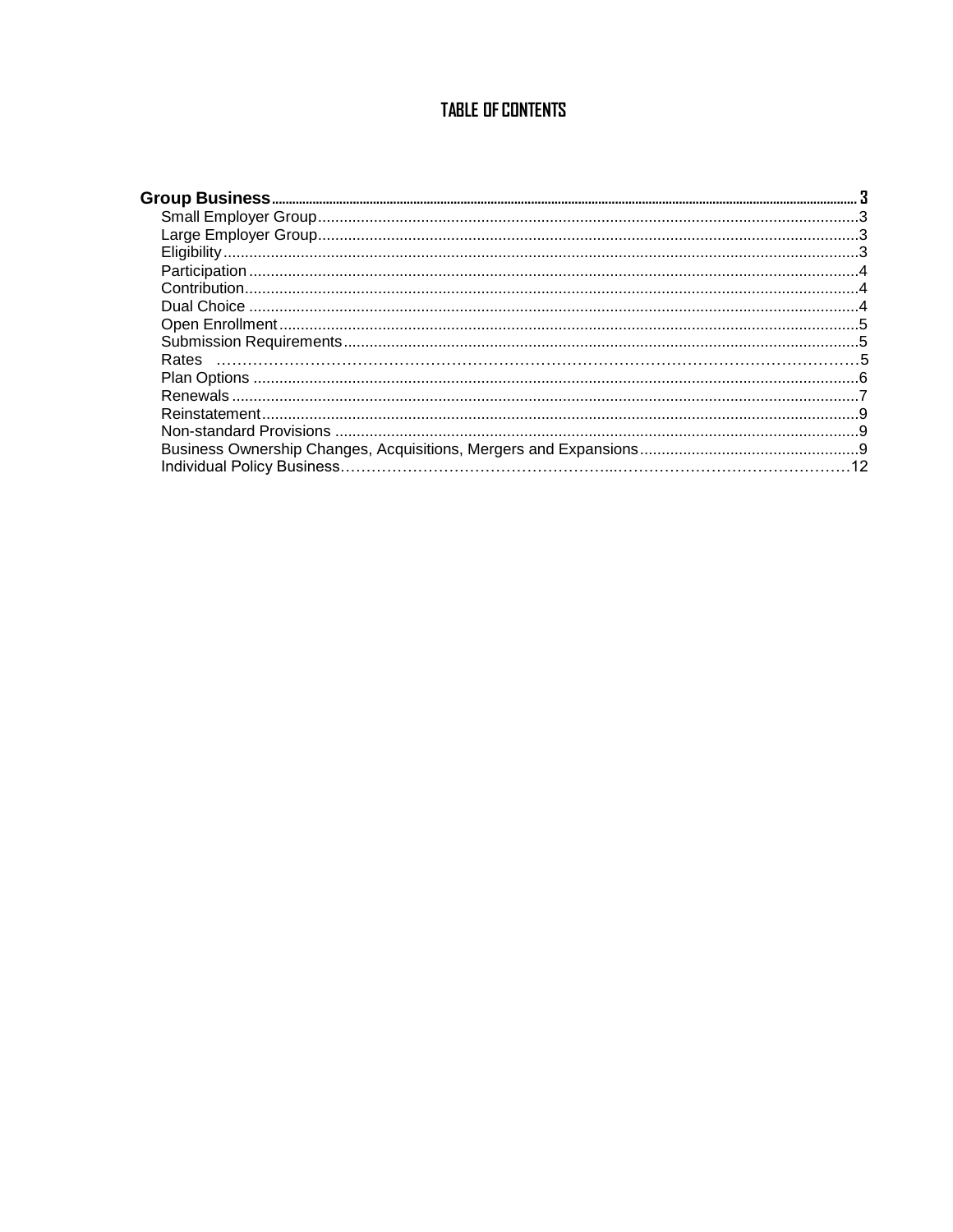# TABLE OF CONTENTS

**Group Business** ........................................................................ 3

- Small Employer Group ........................................................................ 3
- Large Employer Group ........................................................................ 3
- Eligibility ........................................................................ 3
- Participation ........................................................................ 4
- Contribution ........................................................................ 4
- Dual Choice ........................................................................ 4
- Open Enrollment ........................................................................ 5
- Submission Requirements ........................................................................ 5
- Rates ........................................................................ 5
- Plan Options ........................................................................ 6
- Renewals ........................................................................ 7
- Reinstatement ........................................................................ 9
- Non-standard Provisions ........................................................................ 9
- Business Ownership Changes, Acquisitions, Mergers and Expansions ........................................................................ 9
- Individual Policy Business ........................................................................ 12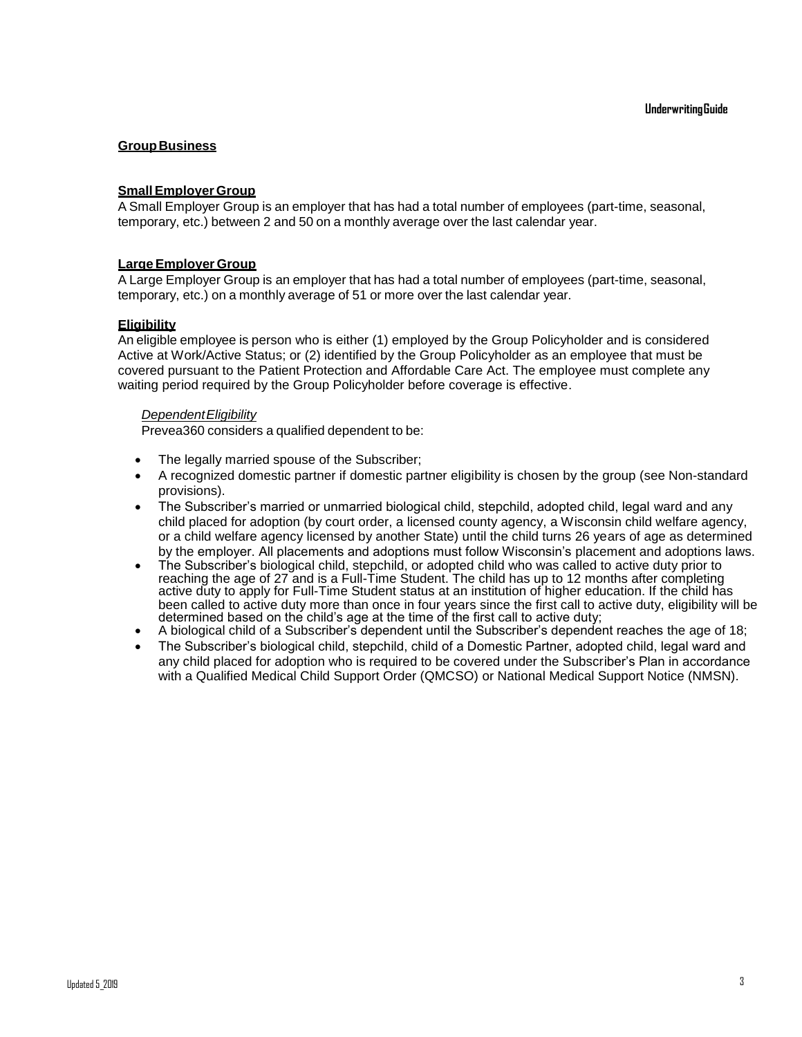## Group Business

### Small Employer Group

A Small Employer Group is an employer that has had a total number of employees (part-time, seasonal, temporary, etc.) between 2 and 50 on a monthly average over the last calendar year.

### Large Employer Group

A Large Employer Group is an employer that has had a total number of employees (part-time, seasonal, temporary, etc.) on a monthly average of 51 or more over the last calendar year.

### Eligibility

An eligible employee is person who is either (1) employed by the Group Policyholder and is considered Active at Work/Active Status; or (2) identified by the Group Policyholder as an employee that must be covered pursuant to the Patient Protection and Affordable Care Act. The employee must complete any waiting period required by the Group Policyholder before coverage is effective.

#### *Dependent Eligibility*

Prevea360 considers a qualified dependent to be:

- The legally married spouse of the Subscriber;
- A recognized domestic partner if domestic partner eligibility is chosen by the group (see Non-standard provisions).
- The Subscriber's married or unmarried biological child, stepchild, adopted child, legal ward and any child placed for adoption (by court order, a licensed county agency, a Wisconsin child welfare agency, or a child welfare agency licensed by another State) until the child turns 26 years of age as determined by the employer. All placements and adoptions must follow Wisconsin's placement and adoptions laws.
- The Subscriber's biological child, stepchild, or adopted child who was called to active duty prior to reaching the age of 27 and is a Full-Time Student. The child has up to 12 months after completing active duty to apply for Full-Time Student status at an institution of higher education. If the child has been called to active duty more than once in four years since the first call to active duty, eligibility will be determined based on the child's age at the time of the first call to active duty;
- A biological child of a Subscriber's dependent until the Subscriber's dependent reaches the age of 18;
- The Subscriber's biological child, stepchild, child of a Domestic Partner, adopted child, legal ward and any child placed for adoption who is required to be covered under the Subscriber's Plan in accordance with a Qualified Medical Child Support Order (QMCSO) or National Medical Support Notice (NMSN).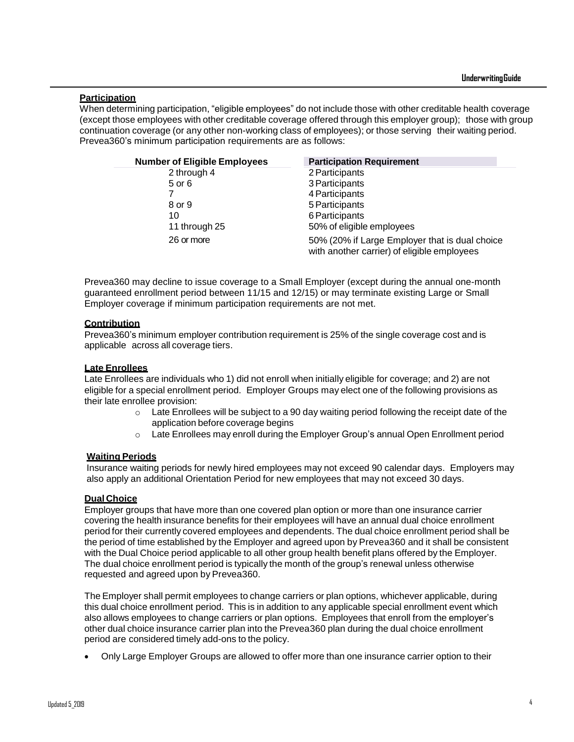## Participation

When determining participation, "eligible employees" do not include those with other creditable health coverage (except those employees with other creditable coverage offered through this employer group); those with group continuation coverage (or any other non-working class of employees); or those serving their waiting period. Prevea360's minimum participation requirements are as follows:

| Number of Eligible Employees | Participation Requirement |
|---|---|
| 2 through 4 | 2 Participants |
| 5 or 6 | 3 Participants |
| 7 | 4 Participants |
| 8 or 9 | 5 Participants |
| 10 | 6 Participants |
| 11 through 25 | 50% of eligible employees |
| 26 or more | 50% (20% if Large Employer that is dual choice with another carrier) of eligible employees |

Prevea360 may decline to issue coverage to a Small Employer (except during the annual one-month guaranteed enrollment period between 11/15 and 12/15) or may terminate existing Large or Small Employer coverage if minimum participation requirements are not met.

## Contribution

Prevea360's minimum employer contribution requirement is 25% of the single coverage cost and is applicable across all coverage tiers.

## Late Enrollees

Late Enrollees are individuals who 1) did not enroll when initially eligible for coverage; and 2) are not eligible for a special enrollment period. Employer Groups may elect one of the following provisions as their late enrollee provision:

- Late Enrollees will be subject to a 90 day waiting period following the receipt date of the application before coverage begins
- Late Enrollees may enroll during the Employer Group's annual Open Enrollment period

## Waiting Periods

Insurance waiting periods for newly hired employees may not exceed 90 calendar days. Employers may also apply an additional Orientation Period for new employees that may not exceed 30 days.

## Dual Choice

Employer groups that have more than one covered plan option or more than one insurance carrier covering the health insurance benefits for their employees will have an annual dual choice enrollment period for their currently covered employees and dependents. The dual choice enrollment period shall be the period of time established by the Employer and agreed upon by Prevea360 and it shall be consistent with the Dual Choice period applicable to all other group health benefit plans offered by the Employer. The dual choice enrollment period is typically the month of the group's renewal unless otherwise requested and agreed upon by Prevea360.

The Employer shall permit employees to change carriers or plan options, whichever applicable, during this dual choice enrollment period. This is in addition to any applicable special enrollment event which also allows employees to change carriers or plan options. Employees that enroll from the employer's other dual choice insurance carrier plan into the Prevea360 plan during the dual choice enrollment period are considered timely add-ons to the policy.

- Only Large Employer Groups are allowed to offer more than one insurance carrier option to their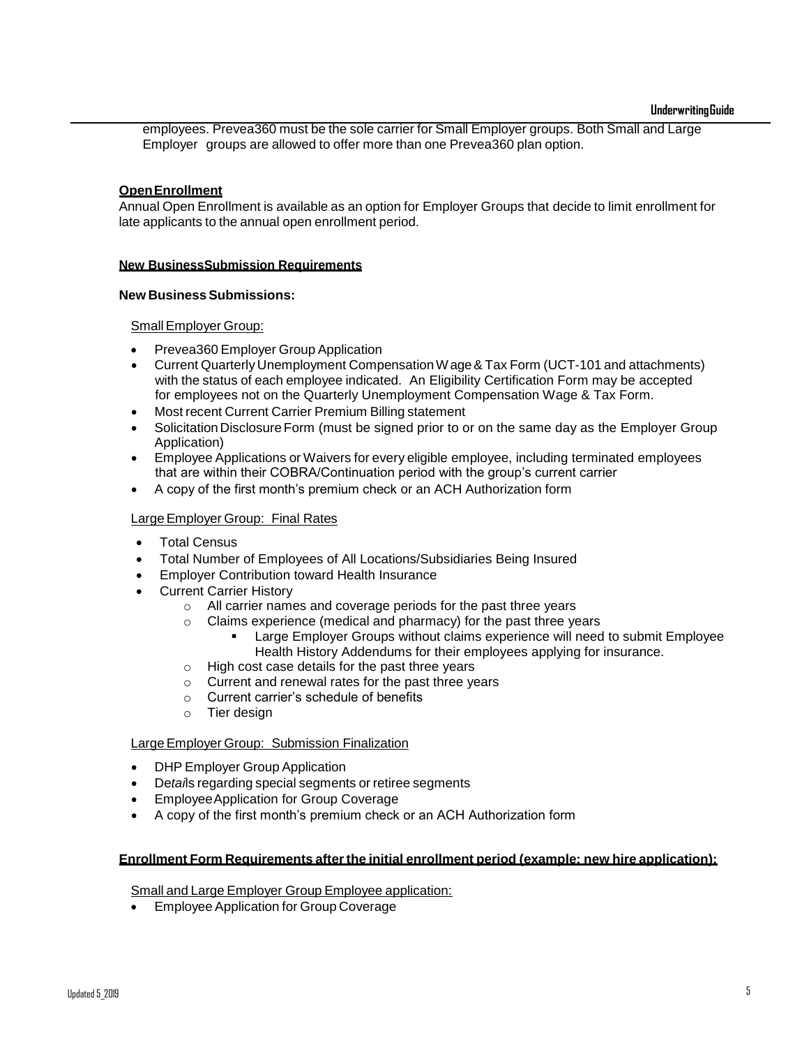employees. Prevea360 must be the sole carrier for Small Employer groups. Both Small and Large Employer groups are allowed to offer more than one Prevea360 plan option.

**Open Enrollment**

Annual Open Enrollment is available as an option for Employer Groups that decide to limit enrollment for late applicants to the annual open enrollment period.

**New Business Submission Requirements**

**New Business Submissions:**

Small Employer Group:

- Prevea360 Employer Group Application
- Current Quarterly Unemployment Compensation Wage & Tax Form (UCT-101 and attachments) with the status of each employee indicated. An Eligibility Certification Form may be accepted for employees not on the Quarterly Unemployment Compensation Wage & Tax Form.
- Most recent Current Carrier Premium Billing statement
- Solicitation Disclosure Form (must be signed prior to or on the same day as the Employer Group Application)
- Employee Applications or Waivers for every eligible employee, including terminated employees that are within their COBRA/Continuation period with the group's current carrier
- A copy of the first month's premium check or an ACH Authorization form

Large Employer Group: Final Rates

- Total Census
- Total Number of Employees of All Locations/Subsidiaries Being Insured
- Employer Contribution toward Health Insurance
- Current Carrier History
  - All carrier names and coverage periods for the past three years
  - Claims experience (medical and pharmacy) for the past three years
    - Large Employer Groups without claims experience will need to submit Employee Health History Addendums for their employees applying for insurance.
  - High cost case details for the past three years
  - Current and renewal rates for the past three years
  - Current carrier's schedule of benefits
  - Tier design

Large Employer Group: Submission Finalization

- DHP Employer Group Application
- Details regarding special segments or retiree segments
- Employee Application for Group Coverage
- A copy of the first month's premium check or an ACH Authorization form

**Enrollment Form Requirements after the initial enrollment period (example: new hire application):**

Small and Large Employer Group Employee application:

- Employee Application for Group Coverage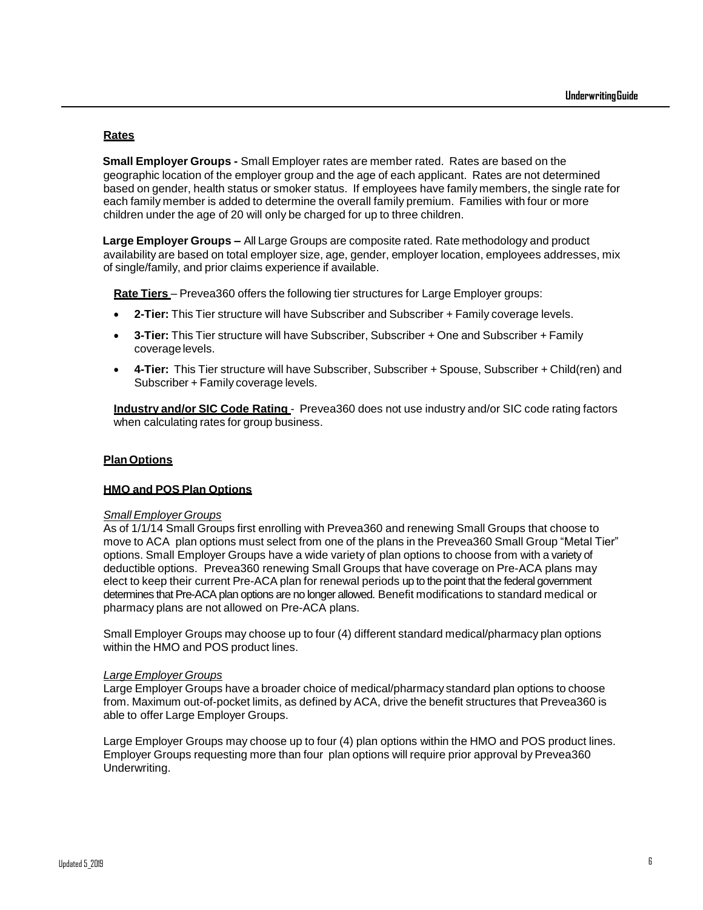## Rates

**Small Employer Groups -** Small Employer rates are member rated. Rates are based on the geographic location of the employer group and the age of each applicant. Rates are not determined based on gender, health status or smoker status. If employees have family members, the single rate for each family member is added to determine the overall family premium. Families with four or more children under the age of 20 will only be charged for up to three children.

**Large Employer Groups –** All Large Groups are composite rated. Rate methodology and product availability are based on total employer size, age, gender, employer location, employees addresses, mix of single/family, and prior claims experience if available.

**Rate Tiers** – Prevea360 offers the following tier structures for Large Employer groups:

- **2-Tier:** This Tier structure will have Subscriber and Subscriber + Family coverage levels.
- **3-Tier:** This Tier structure will have Subscriber, Subscriber + One and Subscriber + Family coverage levels.
- **4-Tier:** This Tier structure will have Subscriber, Subscriber + Spouse, Subscriber + Child(ren) and Subscriber + Family coverage levels.

**Industry and/or SIC Code Rating** - Prevea360 does not use industry and/or SIC code rating factors when calculating rates for group business.

## Plan Options

### HMO and POS Plan Options

*Small Employer Groups*

As of 1/1/14 Small Groups first enrolling with Prevea360 and renewing Small Groups that choose to move to ACA plan options must select from one of the plans in the Prevea360 Small Group "Metal Tier" options. Small Employer Groups have a wide variety of plan options to choose from with a variety of deductible options. Prevea360 renewing Small Groups that have coverage on Pre-ACA plans may elect to keep their current Pre-ACA plan for renewal periods up to the point that the federal government determines that Pre-ACA plan options are no longer allowed. Benefit modifications to standard medical or pharmacy plans are not allowed on Pre-ACA plans.

Small Employer Groups may choose up to four (4) different standard medical/pharmacy plan options within the HMO and POS product lines.

*Large Employer Groups*

Large Employer Groups have a broader choice of medical/pharmacy standard plan options to choose from. Maximum out-of-pocket limits, as defined by ACA, drive the benefit structures that Prevea360 is able to offer Large Employer Groups.

Large Employer Groups may choose up to four (4) plan options within the HMO and POS product lines. Employer Groups requesting more than four plan options will require prior approval by Prevea360 Underwriting.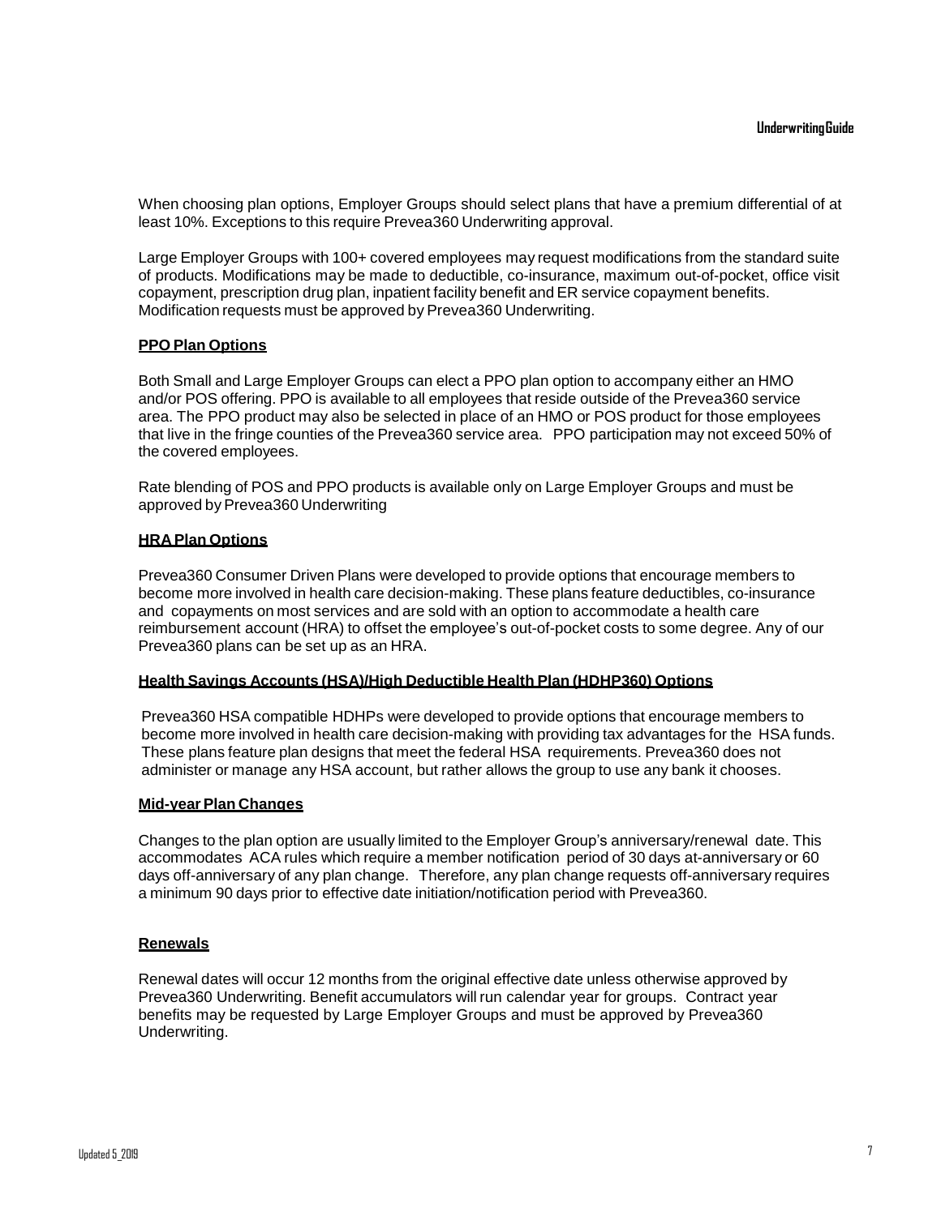When choosing plan options, Employer Groups should select plans that have a premium differential of at least 10%. Exceptions to this require Prevea360 Underwriting approval.

Large Employer Groups with 100+ covered employees may request modifications from the standard suite of products. Modifications may be made to deductible, co-insurance, maximum out-of-pocket, office visit copayment, prescription drug plan, inpatient facility benefit and ER service copayment benefits. Modification requests must be approved by Prevea360 Underwriting.

## PPO Plan Options

Both Small and Large Employer Groups can elect a PPO plan option to accompany either an HMO and/or POS offering. PPO is available to all employees that reside outside of the Prevea360 service area. The PPO product may also be selected in place of an HMO or POS product for those employees that live in the fringe counties of the Prevea360 service area. PPO participation may not exceed 50% of the covered employees.

Rate blending of POS and PPO products is available only on Large Employer Groups and must be approved by Prevea360 Underwriting

## HRA Plan Options

Prevea360 Consumer Driven Plans were developed to provide options that encourage members to become more involved in health care decision-making. These plans feature deductibles, co-insurance and copayments on most services and are sold with an option to accommodate a health care reimbursement account (HRA) to offset the employee's out-of-pocket costs to some degree. Any of our Prevea360 plans can be set up as an HRA.

## Health Savings Accounts (HSA)/High Deductible Health Plan (HDHP360) Options

Prevea360 HSA compatible HDHPs were developed to provide options that encourage members to become more involved in health care decision-making with providing tax advantages for the HSA funds. These plans feature plan designs that meet the federal HSA requirements. Prevea360 does not administer or manage any HSA account, but rather allows the group to use any bank it chooses.

## Mid-year Plan Changes

Changes to the plan option are usually limited to the Employer Group's anniversary/renewal date. This accommodates ACA rules which require a member notification period of 30 days at-anniversary or 60 days off-anniversary of any plan change. Therefore, any plan change requests off-anniversary requires a minimum 90 days prior to effective date initiation/notification period with Prevea360.

## Renewals

Renewal dates will occur 12 months from the original effective date unless otherwise approved by Prevea360 Underwriting. Benefit accumulators will run calendar year for groups. Contract year benefits may be requested by Large Employer Groups and must be approved by Prevea360 Underwriting.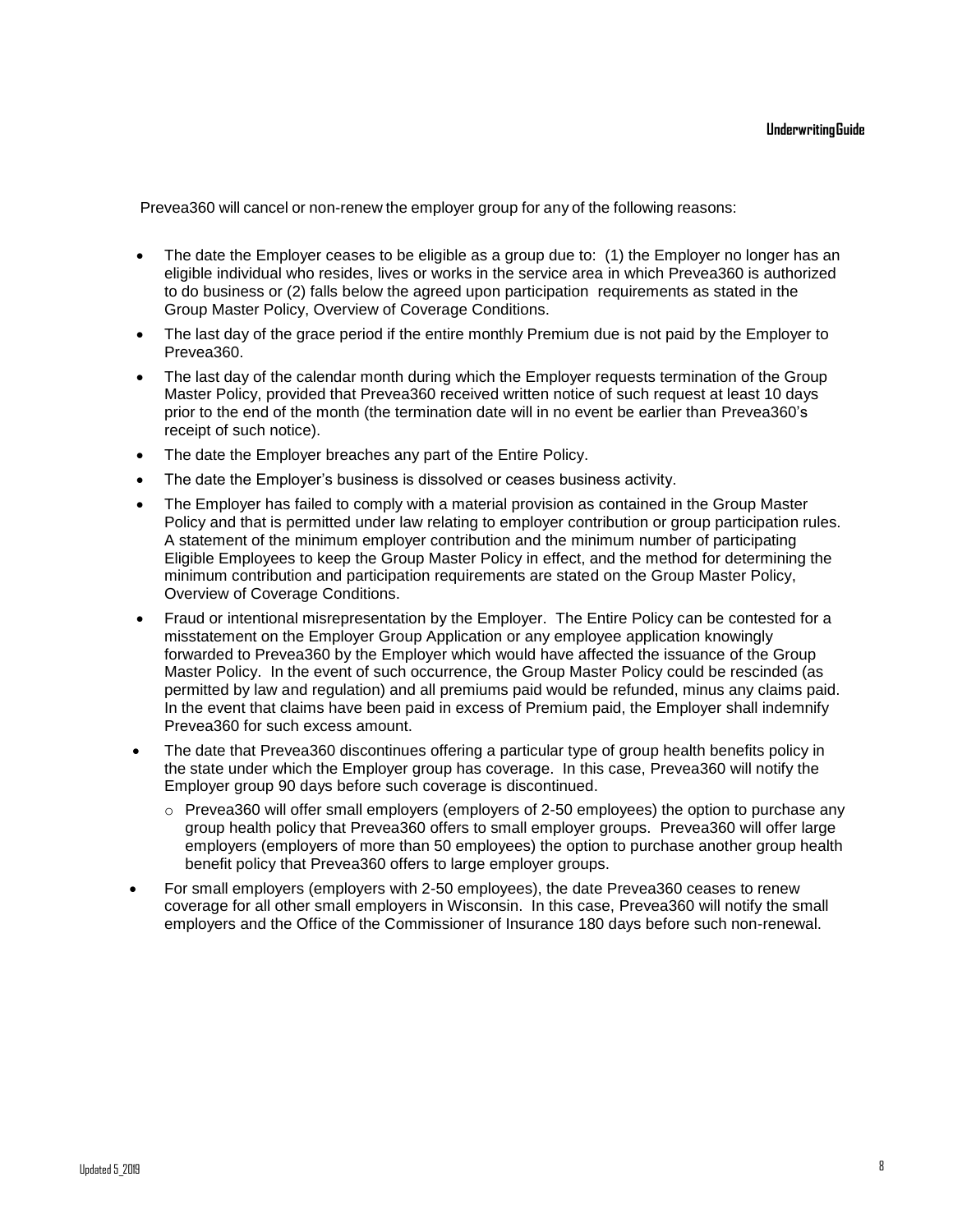Prevea360 will cancel or non-renew the employer group for any of the following reasons:

- The date the Employer ceases to be eligible as a group due to: (1) the Employer no longer has an eligible individual who resides, lives or works in the service area in which Prevea360 is authorized to do business or (2) falls below the agreed upon participation requirements as stated in the Group Master Policy, Overview of Coverage Conditions.
- The last day of the grace period if the entire monthly Premium due is not paid by the Employer to Prevea360.
- The last day of the calendar month during which the Employer requests termination of the Group Master Policy, provided that Prevea360 received written notice of such request at least 10 days prior to the end of the month (the termination date will in no event be earlier than Prevea360's receipt of such notice).
- The date the Employer breaches any part of the Entire Policy.
- The date the Employer's business is dissolved or ceases business activity.
- The Employer has failed to comply with a material provision as contained in the Group Master Policy and that is permitted under law relating to employer contribution or group participation rules. A statement of the minimum employer contribution and the minimum number of participating Eligible Employees to keep the Group Master Policy in effect, and the method for determining the minimum contribution and participation requirements are stated on the Group Master Policy, Overview of Coverage Conditions.
- Fraud or intentional misrepresentation by the Employer. The Entire Policy can be contested for a misstatement on the Employer Group Application or any employee application knowingly forwarded to Prevea360 by the Employer which would have affected the issuance of the Group Master Policy. In the event of such occurrence, the Group Master Policy could be rescinded (as permitted by law and regulation) and all premiums paid would be refunded, minus any claims paid. In the event that claims have been paid in excess of Premium paid, the Employer shall indemnify Prevea360 for such excess amount.
- The date that Prevea360 discontinues offering a particular type of group health benefits policy in the state under which the Employer group has coverage. In this case, Prevea360 will notify the Employer group 90 days before such coverage is discontinued.
  - Prevea360 will offer small employers (employers of 2-50 employees) the option to purchase any group health policy that Prevea360 offers to small employer groups. Prevea360 will offer large employers (employers of more than 50 employees) the option to purchase another group health benefit policy that Prevea360 offers to large employer groups.
- For small employers (employers with 2-50 employees), the date Prevea360 ceases to renew coverage for all other small employers in Wisconsin. In this case, Prevea360 will notify the small employers and the Office of the Commissioner of Insurance 180 days before such non-renewal.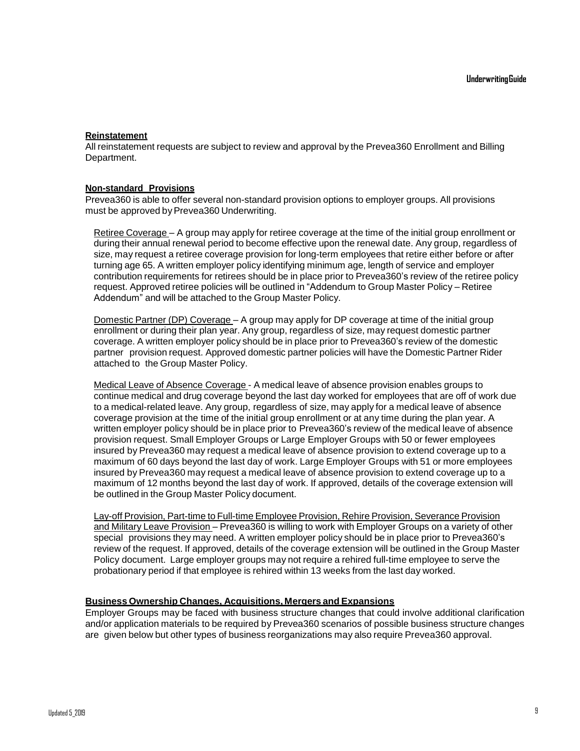**Reinstatement**

All reinstatement requests are subject to review and approval by the Prevea360 Enrollment and Billing Department.

**Non-standard Provisions**

Prevea360 is able to offer several non-standard provision options to employer groups. All provisions must be approved by Prevea360 Underwriting.

Retiree Coverage – A group may apply for retiree coverage at the time of the initial group enrollment or during their annual renewal period to become effective upon the renewal date. Any group, regardless of size, may request a retiree coverage provision for long-term employees that retire either before or after turning age 65. A written employer policy identifying minimum age, length of service and employer contribution requirements for retirees should be in place prior to Prevea360's review of the retiree policy request. Approved retiree policies will be outlined in "Addendum to Group Master Policy – Retiree Addendum" and will be attached to the Group Master Policy.

Domestic Partner (DP) Coverage – A group may apply for DP coverage at time of the initial group enrollment or during their plan year. Any group, regardless of size, may request domestic partner coverage. A written employer policy should be in place prior to Prevea360's review of the domestic partner provision request. Approved domestic partner policies will have the Domestic Partner Rider attached to the Group Master Policy.

Medical Leave of Absence Coverage - A medical leave of absence provision enables groups to continue medical and drug coverage beyond the last day worked for employees that are off of work due to a medical-related leave. Any group, regardless of size, may apply for a medical leave of absence coverage provision at the time of the initial group enrollment or at any time during the plan year. A written employer policy should be in place prior to Prevea360's review of the medical leave of absence provision request. Small Employer Groups or Large Employer Groups with 50 or fewer employees insured by Prevea360 may request a medical leave of absence provision to extend coverage up to a maximum of 60 days beyond the last day of work. Large Employer Groups with 51 or more employees insured by Prevea360 may request a medical leave of absence provision to extend coverage up to a maximum of 12 months beyond the last day of work. If approved, details of the coverage extension will be outlined in the Group Master Policy document.

Lay-off Provision, Part-time to Full-time Employee Provision, Rehire Provision, Severance Provision and Military Leave Provision – Prevea360 is willing to work with Employer Groups on a variety of other special provisions they may need. A written employer policy should be in place prior to Prevea360's review of the request. If approved, details of the coverage extension will be outlined in the Group Master Policy document. Large employer groups may not require a rehired full-time employee to serve the probationary period if that employee is rehired within 13 weeks from the last day worked.

**Business Ownership Changes, Acquisitions, Mergers and Expansions**

Employer Groups may be faced with business structure changes that could involve additional clarification and/or application materials to be required by Prevea360 scenarios of possible business structure changes are given below but other types of business reorganizations may also require Prevea360 approval.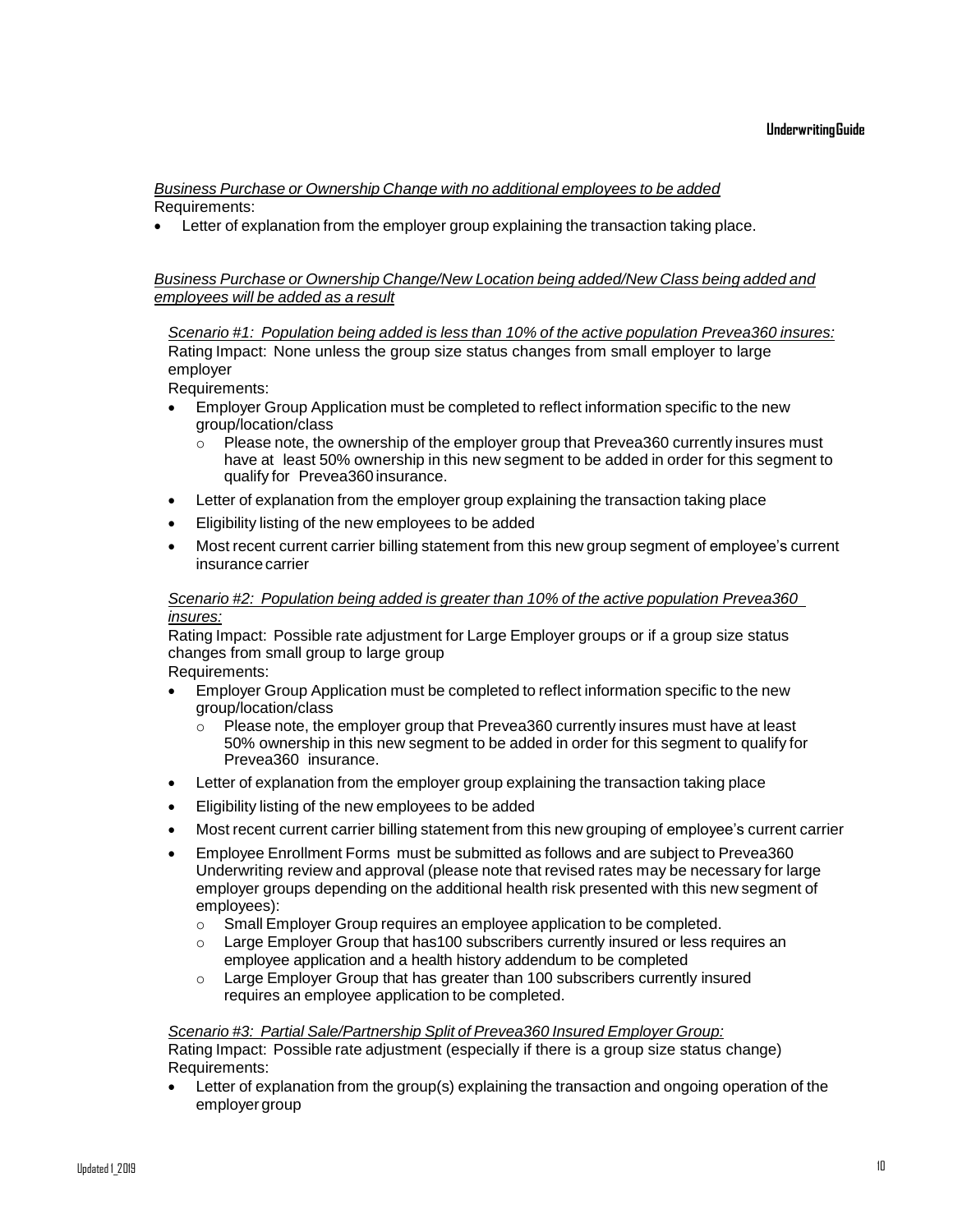*Business Purchase or Ownership Change with no additional employees to be added*
Requirements:

- Letter of explanation from the employer group explaining the transaction taking place.

*Business Purchase or Ownership Change/New Location being added/New Class being added and employees will be added as a result*

*Scenario #1: Population being added is less than 10% of the active population Prevea360 insures:*
Rating Impact: None unless the group size status changes from small employer to large employer
Requirements:

- Employer Group Application must be completed to reflect information specific to the new group/location/class
  - Please note, the ownership of the employer group that Prevea360 currently insures must have at least 50% ownership in this new segment to be added in order for this segment to qualify for Prevea360 insurance.
- Letter of explanation from the employer group explaining the transaction taking place
- Eligibility listing of the new employees to be added
- Most recent current carrier billing statement from this new group segment of employee's current insurance carrier

*Scenario #2: Population being added is greater than 10% of the active population Prevea360 insures:*
Rating Impact: Possible rate adjustment for Large Employer groups or if a group size status changes from small group to large group
Requirements:

- Employer Group Application must be completed to reflect information specific to the new group/location/class
  - Please note, the employer group that Prevea360 currently insures must have at least 50% ownership in this new segment to be added in order for this segment to qualify for Prevea360 insurance.
- Letter of explanation from the employer group explaining the transaction taking place
- Eligibility listing of the new employees to be added
- Most recent current carrier billing statement from this new grouping of employee's current carrier
- Employee Enrollment Forms must be submitted as follows and are subject to Prevea360 Underwriting review and approval (please note that revised rates may be necessary for large employer groups depending on the additional health risk presented with this new segment of employees):
  - Small Employer Group requires an employee application to be completed.
  - Large Employer Group that has100 subscribers currently insured or less requires an employee application and a health history addendum to be completed
  - Large Employer Group that has greater than 100 subscribers currently insured requires an employee application to be completed.

*Scenario #3: Partial Sale/Partnership Split of Prevea360 Insured Employer Group:*
Rating Impact: Possible rate adjustment (especially if there is a group size status change)
Requirements:

- Letter of explanation from the group(s) explaining the transaction and ongoing operation of the employer group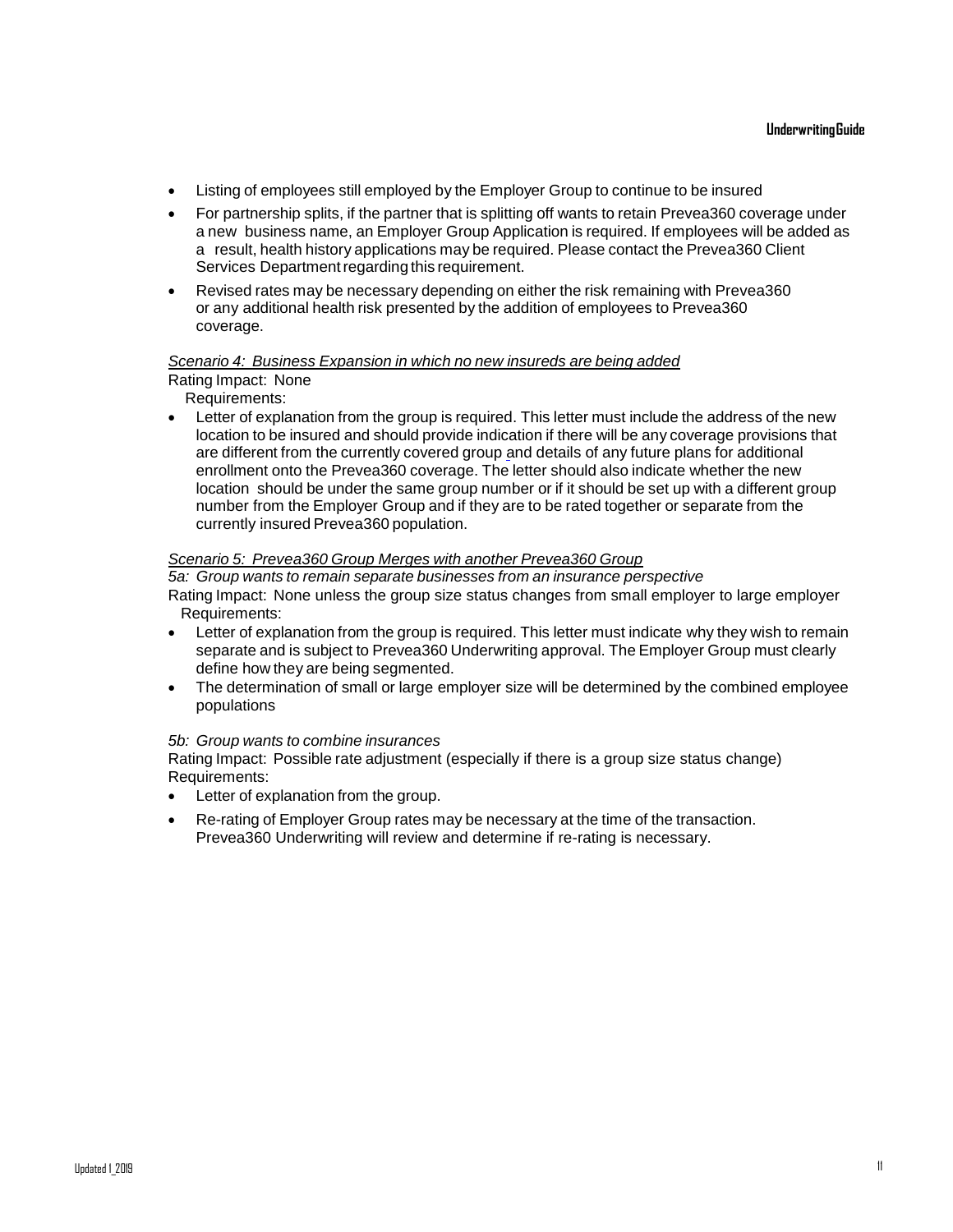- Listing of employees still employed by the Employer Group to continue to be insured
- For partnership splits, if the partner that is splitting off wants to retain Prevea360 coverage under a new business name, an Employer Group Application is required. If employees will be added as a result, health history applications may be required. Please contact the Prevea360 Client Services Department regarding this requirement.
- Revised rates may be necessary depending on either the risk remaining with Prevea360 or any additional health risk presented by the addition of employees to Prevea360 coverage.

*Scenario 4: Business Expansion in which no new insureds are being added*

Rating Impact: None

Requirements:

- Letter of explanation from the group is required. This letter must include the address of the new location to be insured and should provide indication if there will be any coverage provisions that are different from the currently covered group and details of any future plans for additional enrollment onto the Prevea360 coverage. The letter should also indicate whether the new location should be under the same group number or if it should be set up with a different group number from the Employer Group and if they are to be rated together or separate from the currently insured Prevea360 population.

*Scenario 5: Prevea360 Group Merges with another Prevea360 Group*

*5a: Group wants to remain separate businesses from an insurance perspective*

Rating Impact: None unless the group size status changes from small employer to large employer

Requirements:

- Letter of explanation from the group is required. This letter must indicate why they wish to remain separate and is subject to Prevea360 Underwriting approval. The Employer Group must clearly define how they are being segmented.
- The determination of small or large employer size will be determined by the combined employee populations

*5b: Group wants to combine insurances*

Rating Impact: Possible rate adjustment (especially if there is a group size status change)

Requirements:

- Letter of explanation from the group.
- Re-rating of Employer Group rates may be necessary at the time of the transaction. Prevea360 Underwriting will review and determine if re-rating is necessary.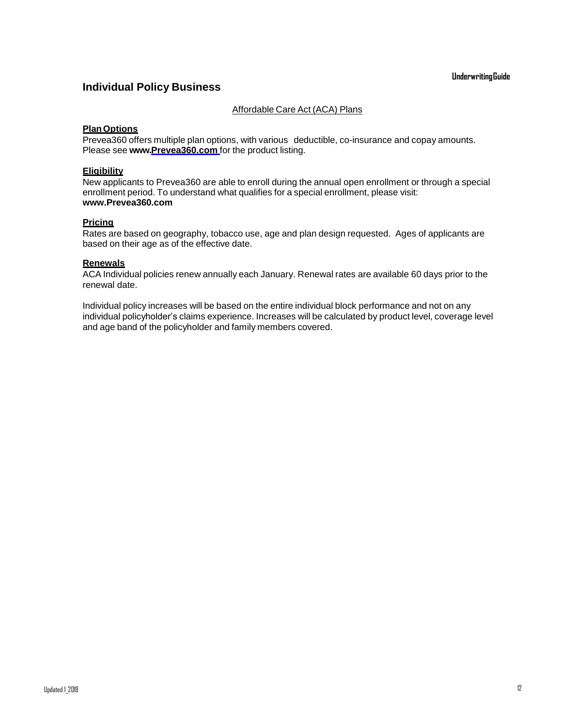## Individual Policy Business

Affordable Care Act (ACA) Plans

### Plan Options

Prevea360 offers multiple plan options, with various deductible, co-insurance and copay amounts. Please see **www.Prevea360.com** for the product listing.

### Eligibility

New applicants to Prevea360 are able to enroll during the annual open enrollment or through a special enrollment period. To understand what qualifies for a special enrollment, please visit: **www.Prevea360.com**

### Pricing

Rates are based on geography, tobacco use, age and plan design requested. Ages of applicants are based on their age as of the effective date.

### Renewals

ACA Individual policies renew annually each January. Renewal rates are available 60 days prior to the renewal date.

Individual policy increases will be based on the entire individual block performance and not on any individual policyholder's claims experience. Increases will be calculated by product level, coverage level and age band of the policyholder and family members covered.